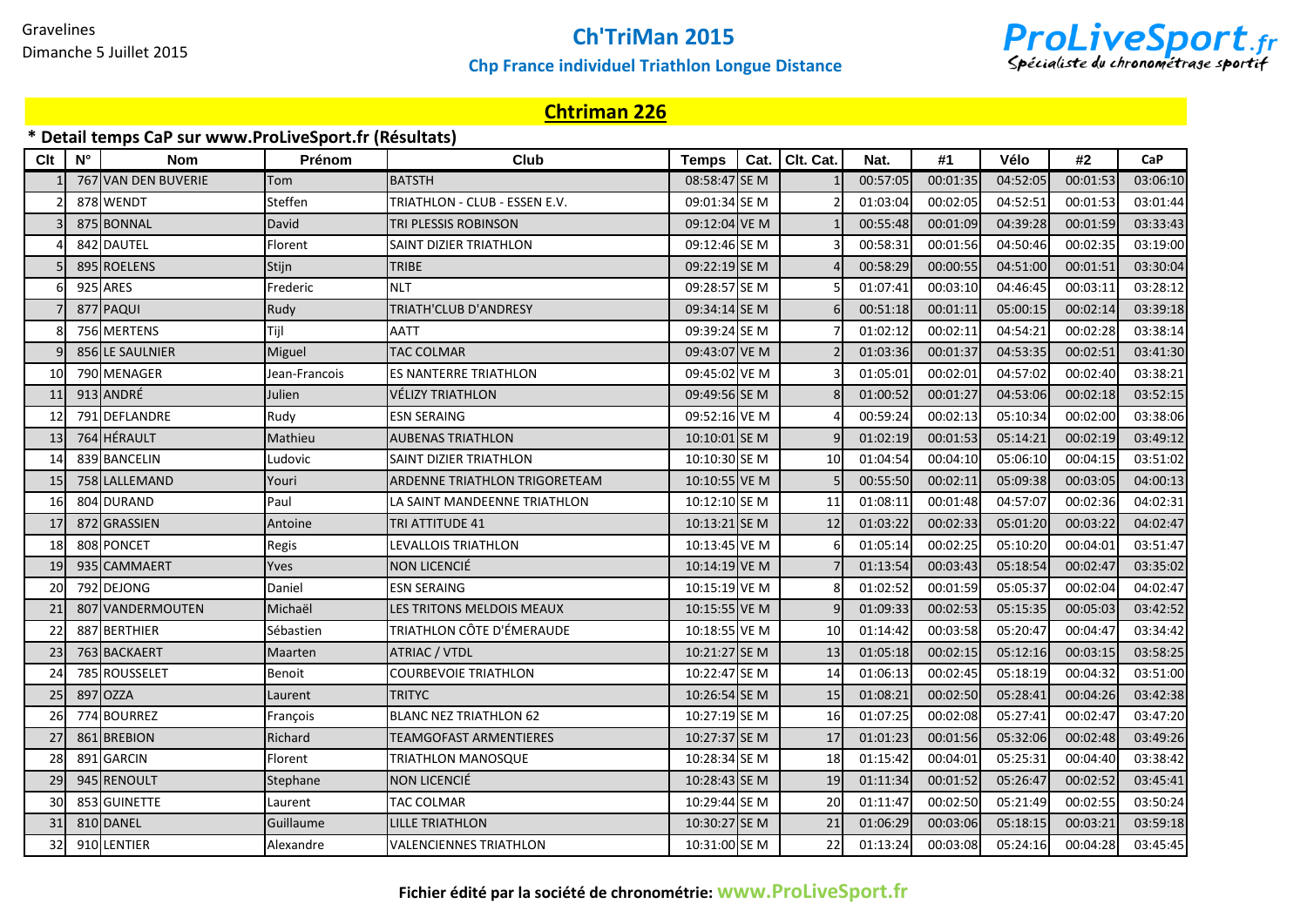Gravelines
Dimanche 5 Juillet 2015

# Ch'TriMan 2015

## Chp France individuel Triathlon Longue Distance

ProLiveSport.fr
Spécialiste du chronométrage sportif

## Chtriman 226

**\* Detail temps CaP sur www.ProLiveSport.fr (Résultats)**

| Clt | N° | Nom | Prénom | Club | Temps | Cat. | Clt. Cat. | Nat. | #1 | Vélo | #2 | CaP |
|---|---|---|---|---|---|---|---|---|---|---|---|---|
| 1 | 767 | VAN DEN BUVERIE | Tom | BATSTH | 08:58:47 | SE M | 1 | 00:57:05 | 00:01:35 | 04:52:05 | 00:01:53 | 03:06:10 |
| 2 | 878 | WENDT | Steffen | TRIATHLON - CLUB - ESSEN E.V. | 09:01:34 | SE M | 2 | 01:03:04 | 00:02:05 | 04:52:51 | 00:01:53 | 03:01:44 |
| 3 | 875 | BONNAL | David | TRI PLESSIS ROBINSON | 09:12:04 | VE M | 1 | 00:55:48 | 00:01:09 | 04:39:28 | 00:01:59 | 03:33:43 |
| 4 | 842 | DAUTEL | Florent | SAINT DIZIER TRIATHLON | 09:12:46 | SE M | 3 | 00:58:31 | 00:01:56 | 04:50:46 | 00:02:35 | 03:19:00 |
| 5 | 895 | ROELENS | Stijn | TRIBE | 09:22:19 | SE M | 4 | 00:58:29 | 00:00:55 | 04:51:00 | 00:01:51 | 03:30:04 |
| 6 | 925 | ARES | Frederic | NLT | 09:28:57 | SE M | 5 | 01:07:41 | 00:03:10 | 04:46:45 | 00:03:11 | 03:28:12 |
| 7 | 877 | PAQUI | Rudy | TRIATH'CLUB D'ANDRESY | 09:34:14 | SE M | 6 | 00:51:18 | 00:01:11 | 05:00:15 | 00:02:14 | 03:39:18 |
| 8 | 756 | MERTENS | Tijl | AATT | 09:39:24 | SE M | 7 | 01:02:12 | 00:02:11 | 04:54:21 | 00:02:28 | 03:38:14 |
| 9 | 856 | LE SAULNIER | Miguel | TAC COLMAR | 09:43:07 | VE M | 2 | 01:03:36 | 00:01:37 | 04:53:35 | 00:02:51 | 03:41:30 |
| 10 | 790 | MENAGER | Jean-Francois | ES NANTERRE TRIATHLON | 09:45:02 | VE M | 3 | 01:05:01 | 00:02:01 | 04:57:02 | 00:02:40 | 03:38:21 |
| 11 | 913 | ANDRÉ | Julien | VÉLIZY TRIATHLON | 09:49:56 | SE M | 8 | 01:00:52 | 00:01:27 | 04:53:06 | 00:02:18 | 03:52:15 |
| 12 | 791 | DEFLANDRE | Rudy | ESN SERAING | 09:52:16 | VE M | 4 | 00:59:24 | 00:02:13 | 05:10:34 | 00:02:00 | 03:38:06 |
| 13 | 764 | HÉRAULT | Mathieu | AUBENAS TRIATHLON | 10:10:01 | SE M | 9 | 01:02:19 | 00:01:53 | 05:14:21 | 00:02:19 | 03:49:12 |
| 14 | 839 | BANCELIN | Ludovic | SAINT DIZIER TRIATHLON | 10:10:30 | SE M | 10 | 01:04:54 | 00:04:10 | 05:06:10 | 00:04:15 | 03:51:02 |
| 15 | 758 | LALLEMAND | Youri | ARDENNE TRIATHLON TRIGORETEAM | 10:10:55 | VE M | 5 | 00:55:50 | 00:02:11 | 05:09:38 | 00:03:05 | 04:00:13 |
| 16 | 804 | DURAND | Paul | LA SAINT MANDEENNE TRIATHLON | 10:12:10 | SE M | 11 | 01:08:11 | 00:01:48 | 04:57:07 | 00:02:36 | 04:02:31 |
| 17 | 872 | GRASSIEN | Antoine | TRI ATTITUDE 41 | 10:13:21 | SE M | 12 | 01:03:22 | 00:02:33 | 05:01:20 | 00:03:22 | 04:02:47 |
| 18 | 808 | PONCET | Regis | LEVALLOIS TRIATHLON | 10:13:45 | VE M | 6 | 01:05:14 | 00:02:25 | 05:10:20 | 00:04:01 | 03:51:47 |
| 19 | 935 | CAMMAERT | Yves | NON LICENCIÉ | 10:14:19 | VE M | 7 | 01:13:54 | 00:03:43 | 05:18:54 | 00:02:47 | 03:35:02 |
| 20 | 792 | DEJONG | Daniel | ESN SERAING | 10:15:19 | VE M | 8 | 01:02:52 | 00:01:59 | 05:05:37 | 00:02:04 | 04:02:47 |
| 21 | 807 | VANDERMOUTEN | Michaël | LES TRITONS MELDOIS MEAUX | 10:15:55 | VE M | 9 | 01:09:33 | 00:02:53 | 05:15:35 | 00:05:03 | 03:42:52 |
| 22 | 887 | BERTHIER | Sébastien | TRIATHLON CÔTE D'ÉMERAUDE | 10:18:55 | VE M | 10 | 01:14:42 | 00:03:58 | 05:20:47 | 00:04:47 | 03:34:42 |
| 23 | 763 | BACKAERT | Maarten | ATRIAC / VTDL | 10:21:27 | SE M | 13 | 01:05:18 | 00:02:15 | 05:12:16 | 00:03:15 | 03:58:25 |
| 24 | 785 | ROUSSELET | Benoit | COURBEVOIE TRIATHLON | 10:22:47 | SE M | 14 | 01:06:13 | 00:02:45 | 05:18:19 | 00:04:32 | 03:51:00 |
| 25 | 897 | OZZA | Laurent | TRITYC | 10:26:54 | SE M | 15 | 01:08:21 | 00:02:50 | 05:28:41 | 00:04:26 | 03:42:38 |
| 26 | 774 | BOURREZ | François | BLANC NEZ TRIATHLON 62 | 10:27:19 | SE M | 16 | 01:07:25 | 00:02:08 | 05:27:41 | 00:02:47 | 03:47:20 |
| 27 | 861 | BREBION | Richard | TEAMGOFAST ARMENTIERES | 10:27:37 | SE M | 17 | 01:01:23 | 00:01:56 | 05:32:06 | 00:02:48 | 03:49:26 |
| 28 | 891 | GARCIN | Florent | TRIATHLON MANOSQUE | 10:28:34 | SE M | 18 | 01:15:42 | 00:04:01 | 05:25:31 | 00:04:40 | 03:38:42 |
| 29 | 945 | RENOULT | Stephane | NON LICENCIÉ | 10:28:43 | SE M | 19 | 01:11:34 | 00:01:52 | 05:26:47 | 00:02:52 | 03:45:41 |
| 30 | 853 | GUINETTE | Laurent | TAC COLMAR | 10:29:44 | SE M | 20 | 01:11:47 | 00:02:50 | 05:21:49 | 00:02:55 | 03:50:24 |
| 31 | 810 | DANEL | Guillaume | LILLE TRIATHLON | 10:30:27 | SE M | 21 | 01:06:29 | 00:03:06 | 05:18:15 | 00:03:21 | 03:59:18 |
| 32 | 910 | LENTIER | Alexandre | VALENCIENNES TRIATHLON | 10:31:00 | SE M | 22 | 01:13:24 | 00:03:08 | 05:24:16 | 00:04:28 | 03:45:45 |

**Fichier édité par la société de chronométrie: www.ProLiveSport.fr**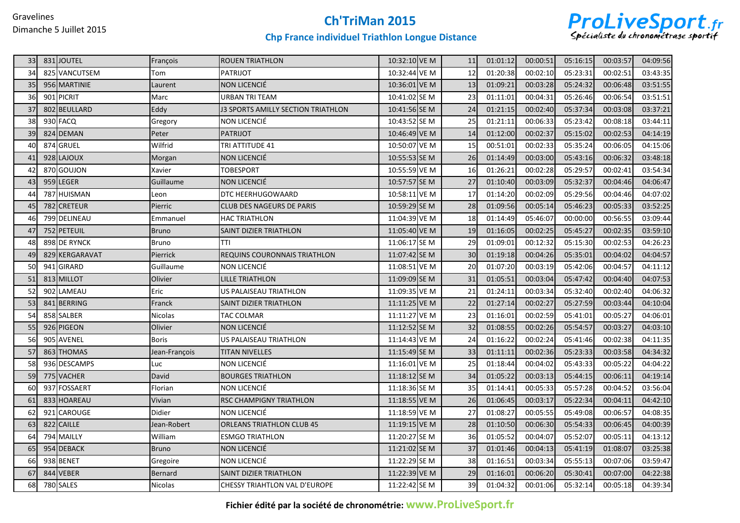Gravelines
Dimanche 5 Juillet 2015

# Ch'TriMan 2015

## Chp France individuel Triathlon Longue Distance

| | | | | | | | | | | | | |
|---|---|---|---|---|---|---|---|---|---|---|---|---|
| 33 | 831 | JOUTEL | François | ROUEN TRIATHLON | 10:32:10 | VE M | 11 | 01:01:12 | 00:00:51 | 05:16:15 | 00:03:57 | 04:09:56 |
| 34 | 825 | VANCUTSEM | Tom | PATRIJOT | 10:32:44 | VE M | 12 | 01:20:38 | 00:02:10 | 05:23:31 | 00:02:51 | 03:43:35 |
| 35 | 956 | MARTINIE | Laurent | NON LICENCIÉ | 10:36:01 | VE M | 13 | 01:09:21 | 00:03:28 | 05:24:32 | 00:06:48 | 03:51:55 |
| 36 | 901 | PICRIT | Marc | URBAN TRI TEAM | 10:41:02 | SE M | 23 | 01:11:01 | 00:04:31 | 05:26:46 | 00:06:54 | 03:51:51 |
| 37 | 802 | BEULLARD | Eddy | J3 SPORTS AMILLY SECTION TRIATHLON | 10:41:56 | SE M | 24 | 01:21:15 | 00:02:40 | 05:37:34 | 00:03:08 | 03:37:21 |
| 38 | 930 | FACQ | Gregory | NON LICENCIÉ | 10:43:52 | SE M | 25 | 01:21:11 | 00:06:33 | 05:23:42 | 00:08:18 | 03:44:11 |
| 39 | 824 | DEMAN | Peter | PATRIJOT | 10:46:49 | VE M | 14 | 01:12:00 | 00:02:37 | 05:15:02 | 00:02:53 | 04:14:19 |
| 40 | 874 | GRUEL | Wilfrid | TRI ATTITUDE 41 | 10:50:07 | VE M | 15 | 00:51:01 | 00:02:33 | 05:35:24 | 00:06:05 | 04:15:06 |
| 41 | 928 | LAJOUX | Morgan | NON LICENCIÉ | 10:55:53 | SE M | 26 | 01:14:49 | 00:03:00 | 05:43:16 | 00:06:32 | 03:48:18 |
| 42 | 870 | GOUJON | Xavier | TOBESPORT | 10:55:59 | VE M | 16 | 01:26:21 | 00:02:28 | 05:29:57 | 00:02:41 | 03:54:34 |
| 43 | 959 | LEGER | Guillaume | NON LICENCIÉ | 10:57:57 | SE M | 27 | 01:10:40 | 00:03:09 | 05:32:37 | 00:04:46 | 04:06:47 |
| 44 | 787 | HUISMAN | Leon | DTC HEERHUGOWAARD | 10:58:11 | VE M | 17 | 01:14:20 | 00:02:09 | 05:29:56 | 00:04:46 | 04:07:02 |
| 45 | 782 | CRETEUR | Pierric | CLUB DES NAGEURS DE PARIS | 10:59:29 | SE M | 28 | 01:09:56 | 00:05:14 | 05:46:23 | 00:05:33 | 03:52:25 |
| 46 | 799 | DELINEAU | Emmanuel | HAC TRIATHLON | 11:04:39 | VE M | 18 | 01:14:49 | 05:46:07 | 00:00:00 | 00:56:55 | 03:09:44 |
| 47 | 752 | PETEUIL | Bruno | SAINT DIZIER TRIATHLON | 11:05:40 | VE M | 19 | 01:16:05 | 00:02:25 | 05:45:27 | 00:02:35 | 03:59:10 |
| 48 | 898 | DE RYNCK | Bruno | TTI | 11:06:17 | SE M | 29 | 01:09:01 | 00:12:32 | 05:15:30 | 00:02:53 | 04:26:23 |
| 49 | 829 | KERGARAVAT | Pierrick | REQUINS COURONNAIS TRIATHLON | 11:07:42 | SE M | 30 | 01:19:18 | 00:04:26 | 05:35:01 | 00:04:02 | 04:04:57 |
| 50 | 941 | GIRARD | Guillaume | NON LICENCIÉ | 11:08:51 | VE M | 20 | 01:07:20 | 00:03:19 | 05:42:06 | 00:04:57 | 04:11:12 |
| 51 | 813 | MILLOT | Olivier | LILLE TRIATHLON | 11:09:09 | SE M | 31 | 01:05:51 | 00:03:04 | 05:47:42 | 00:04:40 | 04:07:53 |
| 52 | 902 | LAMEAU | Eric | US PALAISEAU TRIATHLON | 11:09:35 | VE M | 21 | 01:24:11 | 00:03:34 | 05:32:40 | 00:02:40 | 04:06:32 |
| 53 | 841 | BERRING | Franck | SAINT DIZIER TRIATHLON | 11:11:25 | VE M | 22 | 01:27:14 | 00:02:27 | 05:27:59 | 00:03:44 | 04:10:04 |
| 54 | 858 | SALBER | Nicolas | TAC COLMAR | 11:11:27 | VE M | 23 | 01:16:01 | 00:02:59 | 05:41:01 | 00:05:27 | 04:06:01 |
| 55 | 926 | PIGEON | Olivier | NON LICENCIÉ | 11:12:52 | SE M | 32 | 01:08:55 | 00:02:26 | 05:54:57 | 00:03:27 | 04:03:10 |
| 56 | 905 | AVENEL | Boris | US PALAISEAU TRIATHLON | 11:14:43 | VE M | 24 | 01:16:22 | 00:02:24 | 05:41:46 | 00:02:38 | 04:11:35 |
| 57 | 863 | THOMAS | Jean-François | TITAN NIVELLES | 11:15:49 | SE M | 33 | 01:11:11 | 00:02:36 | 05:23:33 | 00:03:58 | 04:34:32 |
| 58 | 936 | DESCAMPS | Luc | NON LICENCIÉ | 11:16:01 | VE M | 25 | 01:18:44 | 00:04:02 | 05:43:33 | 00:05:22 | 04:04:22 |
| 59 | 775 | VACHER | David | BOURGES TRIATHLON | 11:18:12 | SE M | 34 | 01:05:22 | 00:03:13 | 05:44:15 | 00:06:11 | 04:19:14 |
| 60 | 937 | FOSSAERT | Florian | NON LICENCIÉ | 11:18:36 | SE M | 35 | 01:14:41 | 00:05:33 | 05:57:28 | 00:04:52 | 03:56:04 |
| 61 | 833 | HOAREAU | Vivian | RSC CHAMPIGNY TRIATHLON | 11:18:55 | VE M | 26 | 01:06:45 | 00:03:17 | 05:22:34 | 00:04:11 | 04:42:10 |
| 62 | 921 | CAROUGE | Didier | NON LICENCIÉ | 11:18:59 | VE M | 27 | 01:08:27 | 00:05:55 | 05:49:08 | 00:06:57 | 04:08:35 |
| 63 | 822 | CAILLE | Jean-Robert | ORLEANS TRIATHLON CLUB 45 | 11:19:15 | VE M | 28 | 01:10:50 | 00:06:30 | 05:54:33 | 00:06:45 | 04:00:39 |
| 64 | 794 | MAILLY | William | ESMGO TRIATHLON | 11:20:27 | SE M | 36 | 01:05:52 | 00:04:07 | 05:52:07 | 00:05:11 | 04:13:12 |
| 65 | 954 | DEBACK | Bruno | NON LICENCIÉ | 11:21:02 | SE M | 37 | 01:01:46 | 00:04:13 | 05:41:19 | 01:08:07 | 03:25:38 |
| 66 | 938 | BENET | Gregoire | NON LICENCIÉ | 11:22:29 | SE M | 38 | 01:16:51 | 00:03:34 | 05:55:13 | 00:07:06 | 03:59:47 |
| 67 | 844 | VEBER | Bernard | SAINT DIZIER TRIATHLON | 11:22:39 | VE M | 29 | 01:16:01 | 00:06:20 | 05:30:41 | 00:07:00 | 04:22:38 |
| 68 | 780 | SALES | Nicolas | CHESSY TRIAHTLON VAL D'EUROPE | 11:22:42 | SE M | 39 | 01:04:32 | 00:01:06 | 05:32:14 | 00:05:18 | 04:39:34 |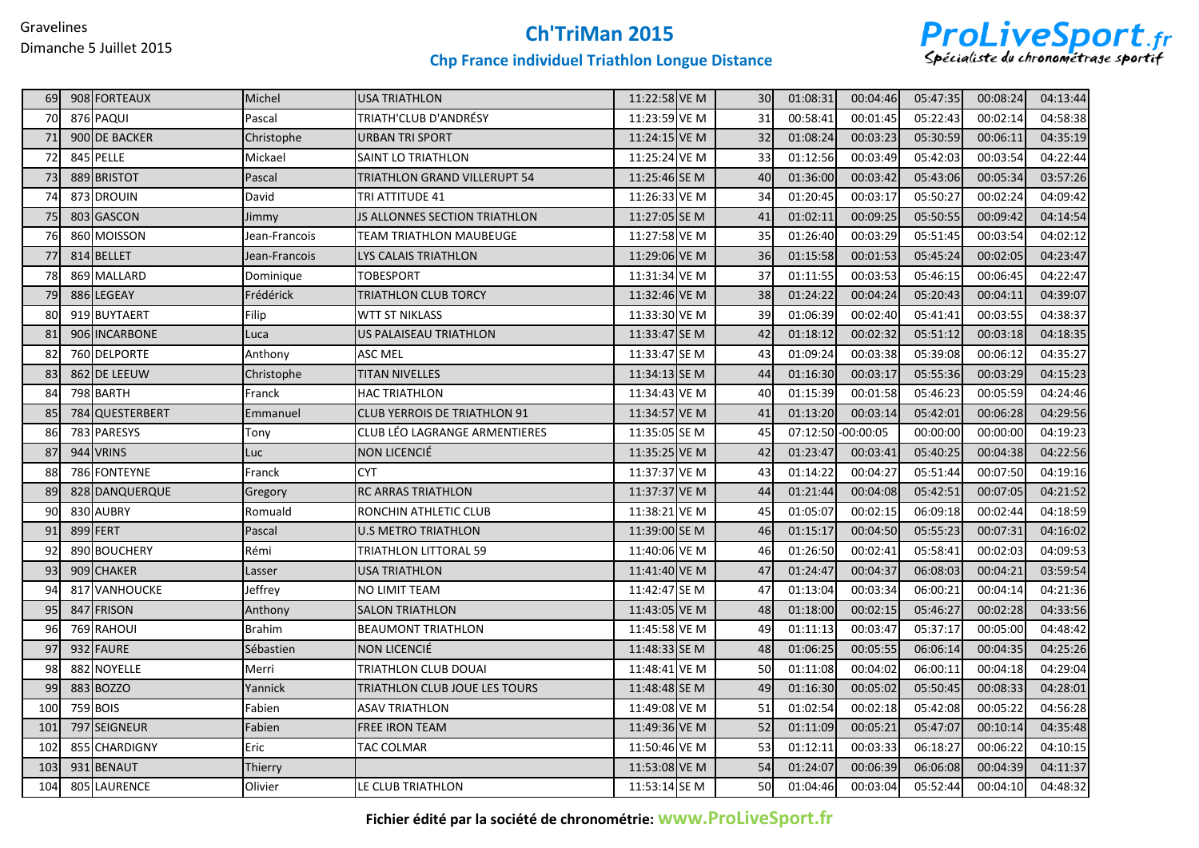Gravelines
Dimanche 5 Juillet 2015

# Ch'TriMan 2015

## Chp France individuel Triathlon Longue Distance

| | | | | | | | | | | | | |
|---|---|---|---|---|---|---|---|---|---|---|---|---|
| 69 | 908 | FORTEAUX | Michel | USA TRIATHLON | 11:22:58 | VE M | 30 | 01:08:31 | 00:04:46 | 05:47:35 | 00:08:24 | 04:13:44 |
| 70 | 876 | PAQUI | Pascal | TRIATH'CLUB D'ANDRÉSY | 11:23:59 | VE M | 31 | 00:58:41 | 00:01:45 | 05:22:43 | 00:02:14 | 04:58:38 |
| 71 | 900 | DE BACKER | Christophe | URBAN TRI SPORT | 11:24:15 | VE M | 32 | 01:08:24 | 00:03:23 | 05:30:59 | 00:06:11 | 04:35:19 |
| 72 | 845 | PELLE | Mickael | SAINT LO TRIATHLON | 11:25:24 | VE M | 33 | 01:12:56 | 00:03:49 | 05:42:03 | 00:03:54 | 04:22:44 |
| 73 | 889 | BRISTOT | Pascal | TRIATHLON GRAND VILLERUPT 54 | 11:25:46 | SE M | 40 | 01:36:00 | 00:03:42 | 05:43:06 | 00:05:34 | 03:57:26 |
| 74 | 873 | DROUIN | David | TRI ATTITUDE 41 | 11:26:33 | VE M | 34 | 01:20:45 | 00:03:17 | 05:50:27 | 00:02:24 | 04:09:42 |
| 75 | 803 | GASCON | Jimmy | JS ALLONNES SECTION TRIATHLON | 11:27:05 | SE M | 41 | 01:02:11 | 00:09:25 | 05:50:55 | 00:09:42 | 04:14:54 |
| 76 | 860 | MOISSON | Jean-Francois | TEAM TRIATHLON MAUBEUGE | 11:27:58 | VE M | 35 | 01:26:40 | 00:03:29 | 05:51:45 | 00:03:54 | 04:02:12 |
| 77 | 814 | BELLET | Jean-Francois | LYS CALAIS TRIATHLON | 11:29:06 | VE M | 36 | 01:15:58 | 00:01:53 | 05:45:24 | 00:02:05 | 04:23:47 |
| 78 | 869 | MALLARD | Dominique | TOBESPORT | 11:31:34 | VE M | 37 | 01:11:55 | 00:03:53 | 05:46:15 | 00:06:45 | 04:22:47 |
| 79 | 886 | LEGEAY | Frédérick | TRIATHLON CLUB TORCY | 11:32:46 | VE M | 38 | 01:24:22 | 00:04:24 | 05:20:43 | 00:04:11 | 04:39:07 |
| 80 | 919 | BUYTAERT | Filip | WTT ST NIKLASS | 11:33:30 | VE M | 39 | 01:06:39 | 00:02:40 | 05:41:41 | 00:03:55 | 04:38:37 |
| 81 | 906 | INCARBONE | Luca | US PALAISEAU TRIATHLON | 11:33:47 | SE M | 42 | 01:18:12 | 00:02:32 | 05:51:12 | 00:03:18 | 04:18:35 |
| 82 | 760 | DELPORTE | Anthony | ASC MEL | 11:33:47 | SE M | 43 | 01:09:24 | 00:03:38 | 05:39:08 | 00:06:12 | 04:35:27 |
| 83 | 862 | DE LEEUW | Christophe | TITAN NIVELLES | 11:34:13 | SE M | 44 | 01:16:30 | 00:03:17 | 05:55:36 | 00:03:29 | 04:15:23 |
| 84 | 798 | BARTH | Franck | HAC TRIATHLON | 11:34:43 | VE M | 40 | 01:15:39 | 00:01:58 | 05:46:23 | 00:05:59 | 04:24:46 |
| 85 | 784 | QUESTERBERT | Emmanuel | CLUB YERROIS DE TRIATHLON 91 | 11:34:57 | VE M | 41 | 01:13:20 | 00:03:14 | 05:42:01 | 00:06:28 | 04:29:56 |
| 86 | 783 | PARESYS | Tony | CLUB LÉO LAGRANGE ARMENTIERES | 11:35:05 | SE M | 45 | 07:12:50 | -00:00:05 | 00:00:00 | 00:00:00 | 04:19:23 |
| 87 | 944 | VRINS | Luc | NON LICENCIÉ | 11:35:25 | VE M | 42 | 01:23:47 | 00:03:41 | 05:40:25 | 00:04:38 | 04:22:56 |
| 88 | 786 | FONTEYNE | Franck | CYT | 11:37:37 | VE M | 43 | 01:14:22 | 00:04:27 | 05:51:44 | 00:07:50 | 04:19:16 |
| 89 | 828 | DANQUERQUE | Gregory | RC ARRAS TRIATHLON | 11:37:37 | VE M | 44 | 01:21:44 | 00:04:08 | 05:42:51 | 00:07:05 | 04:21:52 |
| 90 | 830 | AUBRY | Romuald | RONCHIN ATHLETIC CLUB | 11:38:21 | VE M | 45 | 01:05:07 | 00:02:15 | 06:09:18 | 00:02:44 | 04:18:59 |
| 91 | 899 | FERT | Pascal | U.S METRO TRIATHLON | 11:39:00 | SE M | 46 | 01:15:17 | 00:04:50 | 05:55:23 | 00:07:31 | 04:16:02 |
| 92 | 890 | BOUCHERY | Rémi | TRIATHLON LITTORAL 59 | 11:40:06 | VE M | 46 | 01:26:50 | 00:02:41 | 05:58:41 | 00:02:03 | 04:09:53 |
| 93 | 909 | CHAKER | Lasser | USA TRIATHLON | 11:41:40 | VE M | 47 | 01:24:47 | 00:04:37 | 06:08:03 | 00:04:21 | 03:59:54 |
| 94 | 817 | VANHOUCKE | Jeffrey | NO LIMIT TEAM | 11:42:47 | SE M | 47 | 01:13:04 | 00:03:34 | 06:00:21 | 00:04:14 | 04:21:36 |
| 95 | 847 | FRISON | Anthony | SALON TRIATHLON | 11:43:05 | VE M | 48 | 01:18:00 | 00:02:15 | 05:46:27 | 00:02:28 | 04:33:56 |
| 96 | 769 | RAHOUI | Brahim | BEAUMONT TRIATHLON | 11:45:58 | VE M | 49 | 01:11:13 | 00:03:47 | 05:37:17 | 00:05:00 | 04:48:42 |
| 97 | 932 | FAURE | Sébastien | NON LICENCIÉ | 11:48:33 | SE M | 48 | 01:06:25 | 00:05:55 | 06:06:14 | 00:04:35 | 04:25:26 |
| 98 | 882 | NOYELLE | Merri | TRIATHLON CLUB DOUAI | 11:48:41 | VE M | 50 | 01:11:08 | 00:04:02 | 06:00:11 | 00:04:18 | 04:29:04 |
| 99 | 883 | BOZZO | Yannick | TRIATHLON CLUB JOUE LES TOURS | 11:48:48 | SE M | 49 | 01:16:30 | 00:05:02 | 05:50:45 | 00:08:33 | 04:28:01 |
| 100 | 759 | BOIS | Fabien | ASAV TRIATHLON | 11:49:08 | VE M | 51 | 01:02:54 | 00:02:18 | 05:42:08 | 00:05:22 | 04:56:28 |
| 101 | 797 | SEIGNEUR | Fabien | FREE IRON TEAM | 11:49:36 | VE M | 52 | 01:11:09 | 00:05:21 | 05:47:07 | 00:10:14 | 04:35:48 |
| 102 | 855 | CHARDIGNY | Eric | TAC COLMAR | 11:50:46 | VE M | 53 | 01:12:11 | 00:03:33 | 06:18:27 | 00:06:22 | 04:10:15 |
| 103 | 931 | BENAUT | Thierry | | 11:53:08 | VE M | 54 | 01:24:07 | 00:06:39 | 06:06:08 | 00:04:39 | 04:11:37 |
| 104 | 805 | LAURENCE | Olivier | LE CLUB TRIATHLON | 11:53:14 | SE M | 50 | 01:04:46 | 00:03:04 | 05:52:44 | 00:04:10 | 04:48:32 |

**Fichier édité par la société de chronométrie: www.ProLiveSport.fr**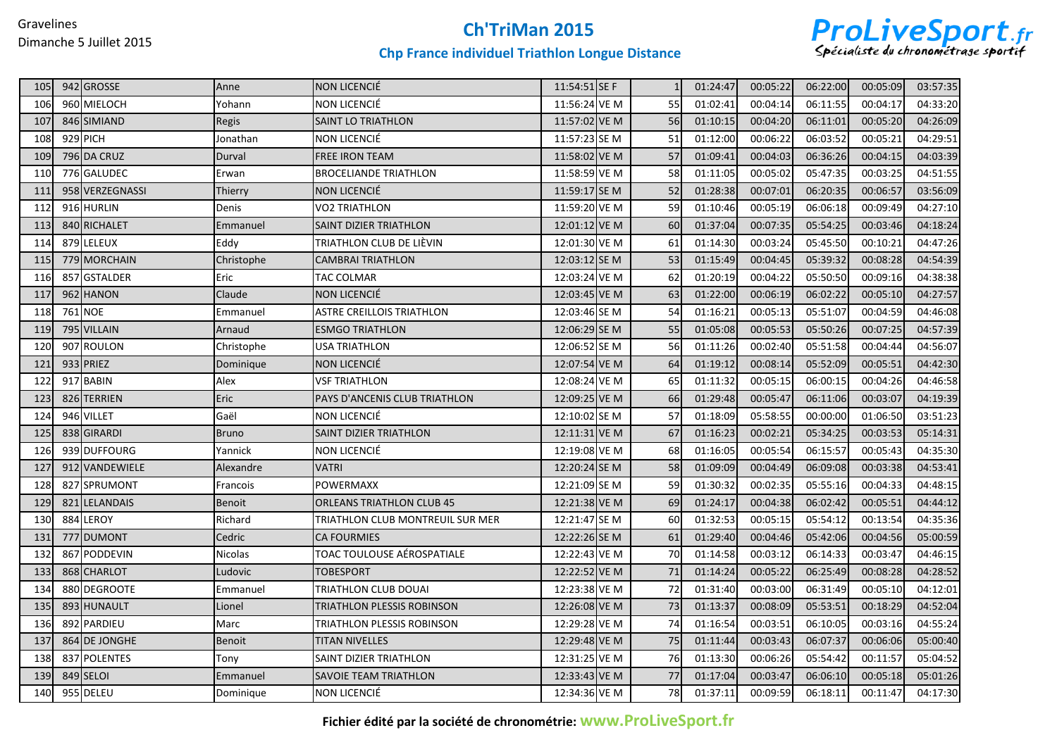# Ch'TriMan 2015

## Chp France individuel Triathlon Longue Distance

Gravelines
Dimanche 5 Juillet 2015

| | | | | | | | | | | | | |
|---|---|---|---|---|---|---|---|---|---|---|---|---|
| 105 | 942 | GROSSE | Anne | NON LICENCIÉ | 11:54:51 | SE F | 1 | 01:24:47 | 00:05:22 | 06:22:00 | 00:05:09 | 03:57:35 |
| 106 | 960 | MIELOCH | Yohann | NON LICENCIÉ | 11:56:24 | VE M | 55 | 01:02:41 | 00:04:14 | 06:11:55 | 00:04:17 | 04:33:20 |
| 107 | 846 | SIMIAND | Regis | SAINT LO TRIATHLON | 11:57:02 | VE M | 56 | 01:10:15 | 00:04:20 | 06:11:01 | 00:05:20 | 04:26:09 |
| 108 | 929 | PICH | Jonathan | NON LICENCIÉ | 11:57:23 | SE M | 51 | 01:12:00 | 00:06:22 | 06:03:52 | 00:05:21 | 04:29:51 |
| 109 | 796 | DA CRUZ | Durval | FREE IRON TEAM | 11:58:02 | VE M | 57 | 01:09:41 | 00:04:03 | 06:36:26 | 00:04:15 | 04:03:39 |
| 110 | 776 | GALUDEC | Erwan | BROCELIANDE TRIATHLON | 11:58:59 | VE M | 58 | 01:11:05 | 00:05:02 | 05:47:35 | 00:03:25 | 04:51:55 |
| 111 | 958 | VERZEGNASSI | Thierry | NON LICENCIÉ | 11:59:17 | SE M | 52 | 01:28:38 | 00:07:01 | 06:20:35 | 00:06:57 | 03:56:09 |
| 112 | 916 | HURLIN | Denis | VO2 TRIATHLON | 11:59:20 | VE M | 59 | 01:10:46 | 00:05:19 | 06:06:18 | 00:09:49 | 04:27:10 |
| 113 | 840 | RICHALET | Emmanuel | SAINT DIZIER TRIATHLON | 12:01:12 | VE M | 60 | 01:37:04 | 00:07:35 | 05:54:25 | 00:03:46 | 04:18:24 |
| 114 | 879 | LELEUX | Eddy | TRIATHLON CLUB DE LIÈVIN | 12:01:30 | VE M | 61 | 01:14:30 | 00:03:24 | 05:45:50 | 00:10:21 | 04:47:26 |
| 115 | 779 | MORCHAIN | Christophe | CAMBRAI TRIATHLON | 12:03:12 | SE M | 53 | 01:15:49 | 00:04:45 | 05:39:32 | 00:08:28 | 04:54:39 |
| 116 | 857 | GSTALDER | Eric | TAC COLMAR | 12:03:24 | VE M | 62 | 01:20:19 | 00:04:22 | 05:50:50 | 00:09:16 | 04:38:38 |
| 117 | 962 | HANON | Claude | NON LICENCIÉ | 12:03:45 | VE M | 63 | 01:22:00 | 00:06:19 | 06:02:22 | 00:05:10 | 04:27:57 |
| 118 | 761 | NOE | Emmanuel | ASTRE CREILLOIS TRIATHLON | 12:03:46 | SE M | 54 | 01:16:21 | 00:05:13 | 05:51:07 | 00:04:59 | 04:46:08 |
| 119 | 795 | VILLAIN | Arnaud | ESMGO TRIATHLON | 12:06:29 | SE M | 55 | 01:05:08 | 00:05:53 | 05:50:26 | 00:07:25 | 04:57:39 |
| 120 | 907 | ROULON | Christophe | USA TRIATHLON | 12:06:52 | SE M | 56 | 01:11:26 | 00:02:40 | 05:51:58 | 00:04:44 | 04:56:07 |
| 121 | 933 | PRIEZ | Dominique | NON LICENCIÉ | 12:07:54 | VE M | 64 | 01:19:12 | 00:08:14 | 05:52:09 | 00:05:51 | 04:42:30 |
| 122 | 917 | BABIN | Alex | VSF TRIATHLON | 12:08:24 | VE M | 65 | 01:11:32 | 00:05:15 | 06:00:15 | 00:04:26 | 04:46:58 |
| 123 | 826 | TERRIEN | Eric | PAYS D'ANCENIS CLUB TRIATHLON | 12:09:25 | VE M | 66 | 01:29:48 | 00:05:47 | 06:11:06 | 00:03:07 | 04:19:39 |
| 124 | 946 | VILLET | Gaël | NON LICENCIÉ | 12:10:02 | SE M | 57 | 01:18:09 | 05:58:55 | 00:00:00 | 01:06:50 | 03:51:23 |
| 125 | 838 | GIRARDI | Bruno | SAINT DIZIER TRIATHLON | 12:11:31 | VE M | 67 | 01:16:23 | 00:02:21 | 05:34:25 | 00:03:53 | 05:14:31 |
| 126 | 939 | DUFFOURG | Yannick | NON LICENCIÉ | 12:19:08 | VE M | 68 | 01:16:05 | 00:05:54 | 06:15:57 | 00:05:43 | 04:35:30 |
| 127 | 912 | VANDEWIELE | Alexandre | VATRI | 12:20:24 | SE M | 58 | 01:09:09 | 00:04:49 | 06:09:08 | 00:03:38 | 04:53:41 |
| 128 | 827 | SPRUMONT | Francois | POWERMAXX | 12:21:09 | SE M | 59 | 01:30:32 | 00:02:35 | 05:55:16 | 00:04:33 | 04:48:15 |
| 129 | 821 | LELANDAIS | Benoit | ORLEANS TRIATHLON CLUB 45 | 12:21:38 | VE M | 69 | 01:24:17 | 00:04:38 | 06:02:42 | 00:05:51 | 04:44:12 |
| 130 | 884 | LEROY | Richard | TRIATHLON CLUB MONTREUIL SUR MER | 12:21:47 | SE M | 60 | 01:32:53 | 00:05:15 | 05:54:12 | 00:13:54 | 04:35:36 |
| 131 | 777 | DUMONT | Cedric | CA FOURMIES | 12:22:26 | SE M | 61 | 01:29:40 | 00:04:46 | 05:42:06 | 00:04:56 | 05:00:59 |
| 132 | 867 | PODDEVIN | Nicolas | TOAC TOULOUSE AÉROSPATIALE | 12:22:43 | VE M | 70 | 01:14:58 | 00:03:12 | 06:14:33 | 00:03:47 | 04:46:15 |
| 133 | 868 | CHARLOT | Ludovic | TOBESPORT | 12:22:52 | VE M | 71 | 01:14:24 | 00:05:22 | 06:25:49 | 00:08:28 | 04:28:52 |
| 134 | 880 | DEGROOTE | Emmanuel | TRIATHLON CLUB DOUAI | 12:23:38 | VE M | 72 | 01:31:40 | 00:03:00 | 06:31:49 | 00:05:10 | 04:12:01 |
| 135 | 893 | HUNAULT | Lionel | TRIATHLON PLESSIS ROBINSON | 12:26:08 | VE M | 73 | 01:13:37 | 00:08:09 | 05:53:51 | 00:18:29 | 04:52:04 |
| 136 | 892 | PARDIEU | Marc | TRIATHLON PLESSIS ROBINSON | 12:29:28 | VE M | 74 | 01:16:54 | 00:03:51 | 06:10:05 | 00:03:16 | 04:55:24 |
| 137 | 864 | DE JONGHE | Benoit | TITAN NIVELLES | 12:29:48 | VE M | 75 | 01:11:44 | 00:03:43 | 06:07:37 | 00:06:06 | 05:00:40 |
| 138 | 837 | POLENTES | Tony | SAINT DIZIER TRIATHLON | 12:31:25 | VE M | 76 | 01:13:30 | 00:06:26 | 05:54:42 | 00:11:57 | 05:04:52 |
| 139 | 849 | SELOI | Emmanuel | SAVOIE TEAM TRIATHLON | 12:33:43 | VE M | 77 | 01:17:04 | 00:03:47 | 06:06:10 | 00:05:18 | 05:01:26 |
| 140 | 955 | DELEU | Dominique | NON LICENCIÉ | 12:34:36 | VE M | 78 | 01:37:11 | 00:09:59 | 06:18:11 | 00:11:47 | 04:17:30 |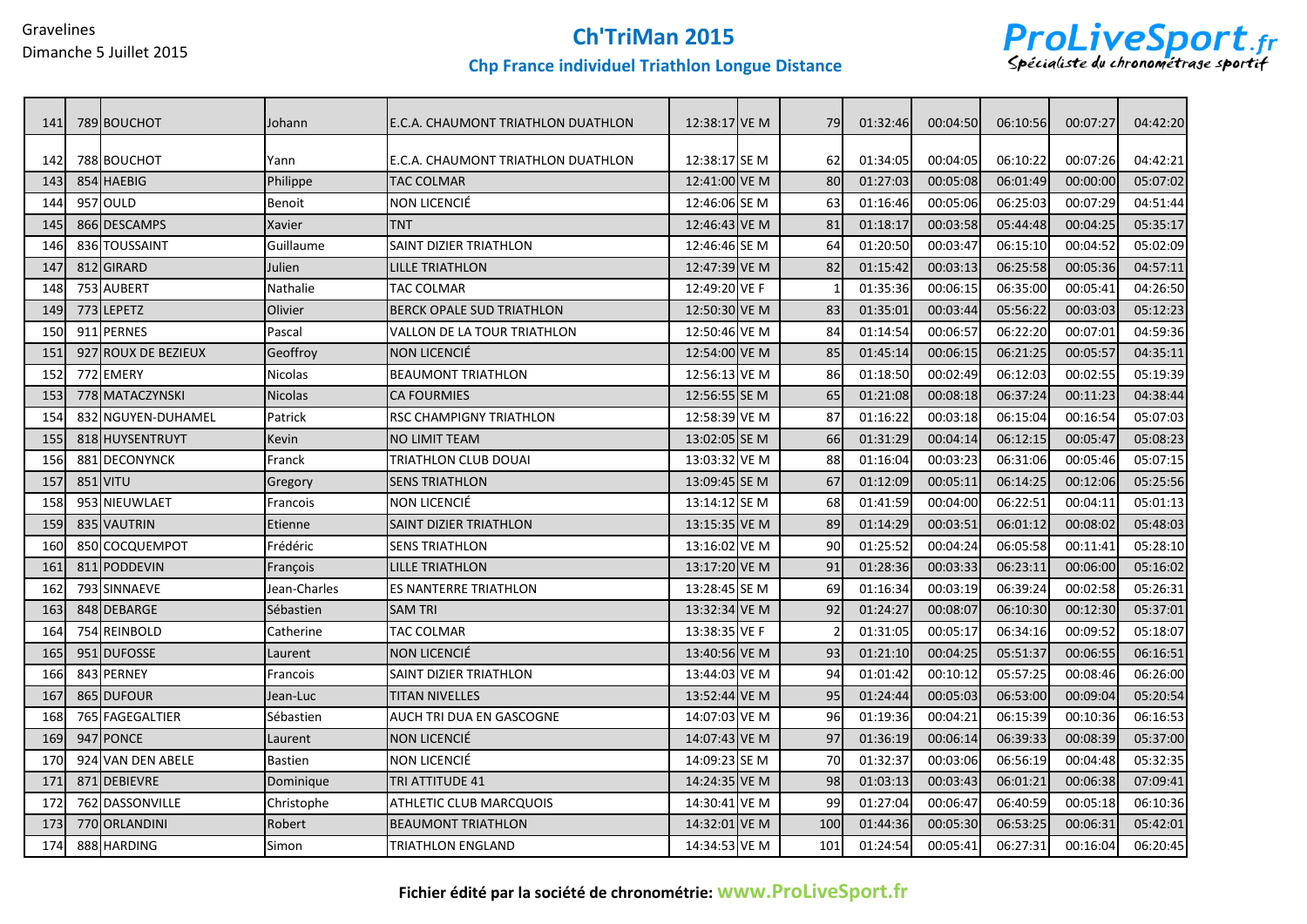Gravelines
Dimanche 5 Juillet 2015

# Ch'TriMan 2015

## Chp France individuel Triathlon Longue Distance

| | | | | | | | | | | | | | |
|---|---|---|---|---|---|---|---|---|---|---|---|---|---|
| 141 | 789 | BOUCHOT | Johann | E.C.A. CHAUMONT TRIATHLON DUATHLON | 12:38:17 | VE M | 79 | 01:32:46 | 00:04:50 | 06:10:56 | 00:07:27 | 04:42:20 |
| 142 | 788 | BOUCHOT | Yann | E.C.A. CHAUMONT TRIATHLON DUATHLON | 12:38:17 | SE M | 62 | 01:34:05 | 00:04:05 | 06:10:22 | 00:07:26 | 04:42:21 |
| 143 | 854 | HAEBIG | Philippe | TAC COLMAR | 12:41:00 | VE M | 80 | 01:27:03 | 00:05:08 | 06:01:49 | 00:00:00 | 05:07:02 |
| 144 | 957 | OULD | Benoit | NON LICENCIÉ | 12:46:06 | SE M | 63 | 01:16:46 | 00:05:06 | 06:25:03 | 00:07:29 | 04:51:44 |
| 145 | 866 | DESCAMPS | Xavier | TNT | 12:46:43 | VE M | 81 | 01:18:17 | 00:03:58 | 05:44:48 | 00:04:25 | 05:35:17 |
| 146 | 836 | TOUSSAINT | Guillaume | SAINT DIZIER TRIATHLON | 12:46:46 | SE M | 64 | 01:20:50 | 00:03:47 | 06:15:10 | 00:04:52 | 05:02:09 |
| 147 | 812 | GIRARD | Julien | LILLE TRIATHLON | 12:47:39 | VE M | 82 | 01:15:42 | 00:03:13 | 06:25:58 | 00:05:36 | 04:57:11 |
| 148 | 753 | AUBERT | Nathalie | TAC COLMAR | 12:49:20 | VE F | 1 | 01:35:36 | 00:06:15 | 06:35:00 | 00:05:41 | 04:26:50 |
| 149 | 773 | LEPETZ | Olivier | BERCK OPALE SUD TRIATHLON | 12:50:30 | VE M | 83 | 01:35:01 | 00:03:44 | 05:56:22 | 00:03:03 | 05:12:23 |
| 150 | 911 | PERNES | Pascal | VALLON DE LA TOUR TRIATHLON | 12:50:46 | VE M | 84 | 01:14:54 | 00:06:57 | 06:22:20 | 00:07:01 | 04:59:36 |
| 151 | 927 | ROUX DE BEZIEUX | Geoffroy | NON LICENCIÉ | 12:54:00 | VE M | 85 | 01:45:14 | 00:06:15 | 06:21:25 | 00:05:57 | 04:35:11 |
| 152 | 772 | EMERY | Nicolas | BEAUMONT TRIATHLON | 12:56:13 | VE M | 86 | 01:18:50 | 00:02:49 | 06:12:03 | 00:02:55 | 05:19:39 |
| 153 | 778 | MATACZYNSKI | Nicolas | CA FOURMIES | 12:56:55 | SE M | 65 | 01:21:08 | 00:08:18 | 06:37:24 | 00:11:23 | 04:38:44 |
| 154 | 832 | NGUYEN-DUHAMEL | Patrick | RSC CHAMPIGNY TRIATHLON | 12:58:39 | VE M | 87 | 01:16:22 | 00:03:18 | 06:15:04 | 00:16:54 | 05:07:03 |
| 155 | 818 | HUYSENTRUYT | Kevin | NO LIMIT TEAM | 13:02:05 | SE M | 66 | 01:31:29 | 00:04:14 | 06:12:15 | 00:05:47 | 05:08:23 |
| 156 | 881 | DECONYNCK | Franck | TRIATHLON CLUB DOUAI | 13:03:32 | VE M | 88 | 01:16:04 | 00:03:23 | 06:31:06 | 00:05:46 | 05:07:15 |
| 157 | 851 | VITU | Gregory | SENS TRIATHLON | 13:09:45 | SE M | 67 | 01:12:09 | 00:05:11 | 06:14:25 | 00:12:06 | 05:25:56 |
| 158 | 953 | NIEUWLAET | Francois | NON LICENCIÉ | 13:14:12 | SE M | 68 | 01:41:59 | 00:04:00 | 06:22:51 | 00:04:11 | 05:01:13 |
| 159 | 835 | VAUTRIN | Etienne | SAINT DIZIER TRIATHLON | 13:15:35 | VE M | 89 | 01:14:29 | 00:03:51 | 06:01:12 | 00:08:02 | 05:48:03 |
| 160 | 850 | COCQUEMPOT | Frédéric | SENS TRIATHLON | 13:16:02 | VE M | 90 | 01:25:52 | 00:04:24 | 06:05:58 | 00:11:41 | 05:28:10 |
| 161 | 811 | PODDEVIN | François | LILLE TRIATHLON | 13:17:20 | VE M | 91 | 01:28:36 | 00:03:33 | 06:23:11 | 00:06:00 | 05:16:02 |
| 162 | 793 | SINNAEVE | Jean-Charles | ES NANTERRE TRIATHLON | 13:28:45 | SE M | 69 | 01:16:34 | 00:03:19 | 06:39:24 | 00:02:58 | 05:26:31 |
| 163 | 848 | DEBARGE | Sébastien | SAM TRI | 13:32:34 | VE M | 92 | 01:24:27 | 00:08:07 | 06:10:30 | 00:12:30 | 05:37:01 |
| 164 | 754 | REINBOLD | Catherine | TAC COLMAR | 13:38:35 | VE F | 2 | 01:31:05 | 00:05:17 | 06:34:16 | 00:09:52 | 05:18:07 |
| 165 | 951 | DUFOSSE | Laurent | NON LICENCIÉ | 13:40:56 | VE M | 93 | 01:21:10 | 00:04:25 | 05:51:37 | 00:06:55 | 06:16:51 |
| 166 | 843 | PERNEY | Francois | SAINT DIZIER TRIATHLON | 13:44:03 | VE M | 94 | 01:01:42 | 00:10:12 | 05:57:25 | 00:08:46 | 06:26:00 |
| 167 | 865 | DUFOUR | Jean-Luc | TITAN NIVELLES | 13:52:44 | VE M | 95 | 01:24:44 | 00:05:03 | 06:53:00 | 00:09:04 | 05:20:54 |
| 168 | 765 | FAGEGALTIER | Sébastien | AUCH TRI DUA EN GASCOGNE | 14:07:03 | VE M | 96 | 01:19:36 | 00:04:21 | 06:15:39 | 00:10:36 | 06:16:53 |
| 169 | 947 | PONCE | Laurent | NON LICENCIÉ | 14:07:43 | VE M | 97 | 01:36:19 | 00:06:14 | 06:39:33 | 00:08:39 | 05:37:00 |
| 170 | 924 | VAN DEN ABELE | Bastien | NON LICENCIÉ | 14:09:23 | SE M | 70 | 01:32:37 | 00:03:06 | 06:56:19 | 00:04:48 | 05:32:35 |
| 171 | 871 | DEBIEVRE | Dominique | TRI ATTITUDE 41 | 14:24:35 | VE M | 98 | 01:03:13 | 00:03:43 | 06:01:21 | 00:06:38 | 07:09:41 |
| 172 | 762 | DASSONVILLE | Christophe | ATHLETIC CLUB MARCQUOIS | 14:30:41 | VE M | 99 | 01:27:04 | 00:06:47 | 06:40:59 | 00:05:18 | 06:10:36 |
| 173 | 770 | ORLANDINI | Robert | BEAUMONT TRIATHLON | 14:32:01 | VE M | 100 | 01:44:36 | 00:05:30 | 06:53:25 | 00:06:31 | 05:42:01 |
| 174 | 888 | HARDING | Simon | TRIATHLON ENGLAND | 14:34:53 | VE M | 101 | 01:24:54 | 00:05:41 | 06:27:31 | 00:16:04 | 06:20:45 |

**Fichier édité par la société de chronométrie: www.ProLiveSport.fr**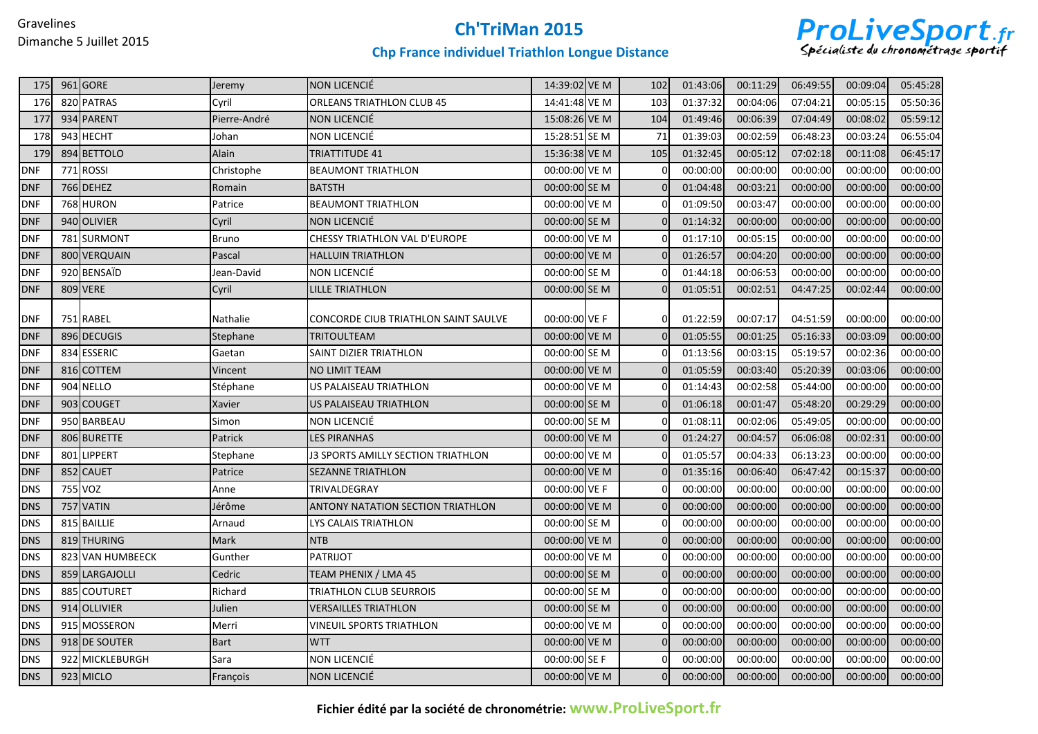| | | | | | | | | | | | | | |
|---|---|---|---|---|---|---|---|---|---|---|---|---|---|
| 175 | 961 | GORE | Jeremy | NON LICENCIÉ | 14:39:02 | VE M | 102 | 01:43:06 | 00:11:29 | 06:49:55 | 00:09:04 | 05:45:28 |
| 176 | 820 | PATRAS | Cyril | ORLEANS TRIATHLON CLUB 45 | 14:41:48 | VE M | 103 | 01:37:32 | 00:04:06 | 07:04:21 | 00:05:15 | 05:50:36 |
| 177 | 934 | PARENT | Pierre-André | NON LICENCIÉ | 15:08:26 | VE M | 104 | 01:49:46 | 00:06:39 | 07:04:49 | 00:08:02 | 05:59:12 |
| 178 | 943 | HECHT | Johan | NON LICENCIÉ | 15:28:51 | SE M | 71 | 01:39:03 | 00:02:59 | 06:48:23 | 00:03:24 | 06:55:04 |
| 179 | 894 | BETTOLO | Alain | TRIATTITUDE 41 | 15:36:38 | VE M | 105 | 01:32:45 | 00:05:12 | 07:02:18 | 00:11:08 | 06:45:17 |
| DNF | 771 | ROSSI | Christophe | BEAUMONT TRIATHLON | 00:00:00 | VE M | 0 | 00:00:00 | 00:00:00 | 00:00:00 | 00:00:00 | 00:00:00 |
| DNF | 766 | DEHEZ | Romain | BATSTH | 00:00:00 | SE M | 0 | 01:04:48 | 00:03:21 | 00:00:00 | 00:00:00 | 00:00:00 |
| DNF | 768 | HURON | Patrice | BEAUMONT TRIATHLON | 00:00:00 | VE M | 0 | 01:09:50 | 00:03:47 | 00:00:00 | 00:00:00 | 00:00:00 |
| DNF | 940 | OLIVIER | Cyril | NON LICENCIÉ | 00:00:00 | SE M | 0 | 01:14:32 | 00:00:00 | 00:00:00 | 00:00:00 | 00:00:00 |
| DNF | 781 | SURMONT | Bruno | CHESSY TRIATHLON VAL D'EUROPE | 00:00:00 | VE M | 0 | 01:17:10 | 00:05:15 | 00:00:00 | 00:00:00 | 00:00:00 |
| DNF | 800 | VERQUAIN | Pascal | HALLUIN TRIATHLON | 00:00:00 | VE M | 0 | 01:26:57 | 00:04:20 | 00:00:00 | 00:00:00 | 00:00:00 |
| DNF | 920 | BENSAÏD | Jean-David | NON LICENCIÉ | 00:00:00 | SE M | 0 | 01:44:18 | 00:06:53 | 00:00:00 | 00:00:00 | 00:00:00 |
| DNF | 809 | VERE | Cyril | LILLE TRIATHLON | 00:00:00 | SE M | 0 | 01:05:51 | 00:02:51 | 04:47:25 | 00:02:44 | 00:00:00 |
| DNF | 751 | RABEL | Nathalie | CONCORDE CIUB TRIATHLON SAINT SAULVE | 00:00:00 | VE F | 0 | 01:22:59 | 00:07:17 | 04:51:59 | 00:00:00 | 00:00:00 |
| DNF | 896 | DECUGIS | Stephane | TRITOULTEAM | 00:00:00 | VE M | 0 | 01:05:55 | 00:01:25 | 05:16:33 | 00:03:09 | 00:00:00 |
| DNF | 834 | ESSERIC | Gaetan | SAINT DIZIER TRIATHLON | 00:00:00 | SE M | 0 | 01:13:56 | 00:03:15 | 05:19:57 | 00:02:36 | 00:00:00 |
| DNF | 816 | COTTEM | Vincent | NO LIMIT TEAM | 00:00:00 | VE M | 0 | 01:05:59 | 00:03:40 | 05:20:39 | 00:03:06 | 00:00:00 |
| DNF | 904 | NELLO | Stéphane | US PALAISEAU TRIATHLON | 00:00:00 | VE M | 0 | 01:14:43 | 00:02:58 | 05:44:00 | 00:00:00 | 00:00:00 |
| DNF | 903 | COUGET | Xavier | US PALAISEAU TRIATHLON | 00:00:00 | SE M | 0 | 01:06:18 | 00:01:47 | 05:48:20 | 00:29:29 | 00:00:00 |
| DNF | 950 | BARBEAU | Simon | NON LICENCIÉ | 00:00:00 | SE M | 0 | 01:08:11 | 00:02:06 | 05:49:05 | 00:00:00 | 00:00:00 |
| DNF | 806 | BURETTE | Patrick | LES PIRANHAS | 00:00:00 | VE M | 0 | 01:24:27 | 00:04:57 | 06:06:08 | 00:02:31 | 00:00:00 |
| DNF | 801 | LIPPERT | Stephane | J3 SPORTS AMILLY SECTION TRIATHLON | 00:00:00 | VE M | 0 | 01:05:57 | 00:04:33 | 06:13:23 | 00:00:00 | 00:00:00 |
| DNF | 852 | CAUET | Patrice | SEZANNE TRIATHLON | 00:00:00 | VE M | 0 | 01:35:16 | 00:06:40 | 06:47:42 | 00:15:37 | 00:00:00 |
| DNS | 755 | VOZ | Anne | TRIVALDEGRAY | 00:00:00 | VE F | 0 | 00:00:00 | 00:00:00 | 00:00:00 | 00:00:00 | 00:00:00 |
| DNS | 757 | VATIN | Jérôme | ANTONY NATATION SECTION TRIATHLON | 00:00:00 | VE M | 0 | 00:00:00 | 00:00:00 | 00:00:00 | 00:00:00 | 00:00:00 |
| DNS | 815 | BAILLIE | Arnaud | LYS CALAIS TRIATHLON | 00:00:00 | SE M | 0 | 00:00:00 | 00:00:00 | 00:00:00 | 00:00:00 | 00:00:00 |
| DNS | 819 | THURING | Mark | NTB | 00:00:00 | VE M | 0 | 00:00:00 | 00:00:00 | 00:00:00 | 00:00:00 | 00:00:00 |
| DNS | 823 | VAN HUMBEECK | Gunther | PATRIJOT | 00:00:00 | VE M | 0 | 00:00:00 | 00:00:00 | 00:00:00 | 00:00:00 | 00:00:00 |
| DNS | 859 | LARGAJOLLI | Cedric | TEAM PHENIX / LMA 45 | 00:00:00 | SE M | 0 | 00:00:00 | 00:00:00 | 00:00:00 | 00:00:00 | 00:00:00 |
| DNS | 885 | COUTURET | Richard | TRIATHLON CLUB SEURROIS | 00:00:00 | SE M | 0 | 00:00:00 | 00:00:00 | 00:00:00 | 00:00:00 | 00:00:00 |
| DNS | 914 | OLLIVIER | Julien | VERSAILLES TRIATHLON | 00:00:00 | SE M | 0 | 00:00:00 | 00:00:00 | 00:00:00 | 00:00:00 | 00:00:00 |
| DNS | 915 | MOSSERON | Merri | VINEUIL SPORTS TRIATHLON | 00:00:00 | VE M | 0 | 00:00:00 | 00:00:00 | 00:00:00 | 00:00:00 | 00:00:00 |
| DNS | 918 | DE SOUTER | Bart | WTT | 00:00:00 | VE M | 0 | 00:00:00 | 00:00:00 | 00:00:00 | 00:00:00 | 00:00:00 |
| DNS | 922 | MICKLEBURGH | Sara | NON LICENCIÉ | 00:00:00 | SE F | 0 | 00:00:00 | 00:00:00 | 00:00:00 | 00:00:00 | 00:00:00 |
| DNS | 923 | MICLO | François | NON LICENCIÉ | 00:00:00 | VE M | 0 | 00:00:00 | 00:00:00 | 00:00:00 | 00:00:00 | 00:00:00 |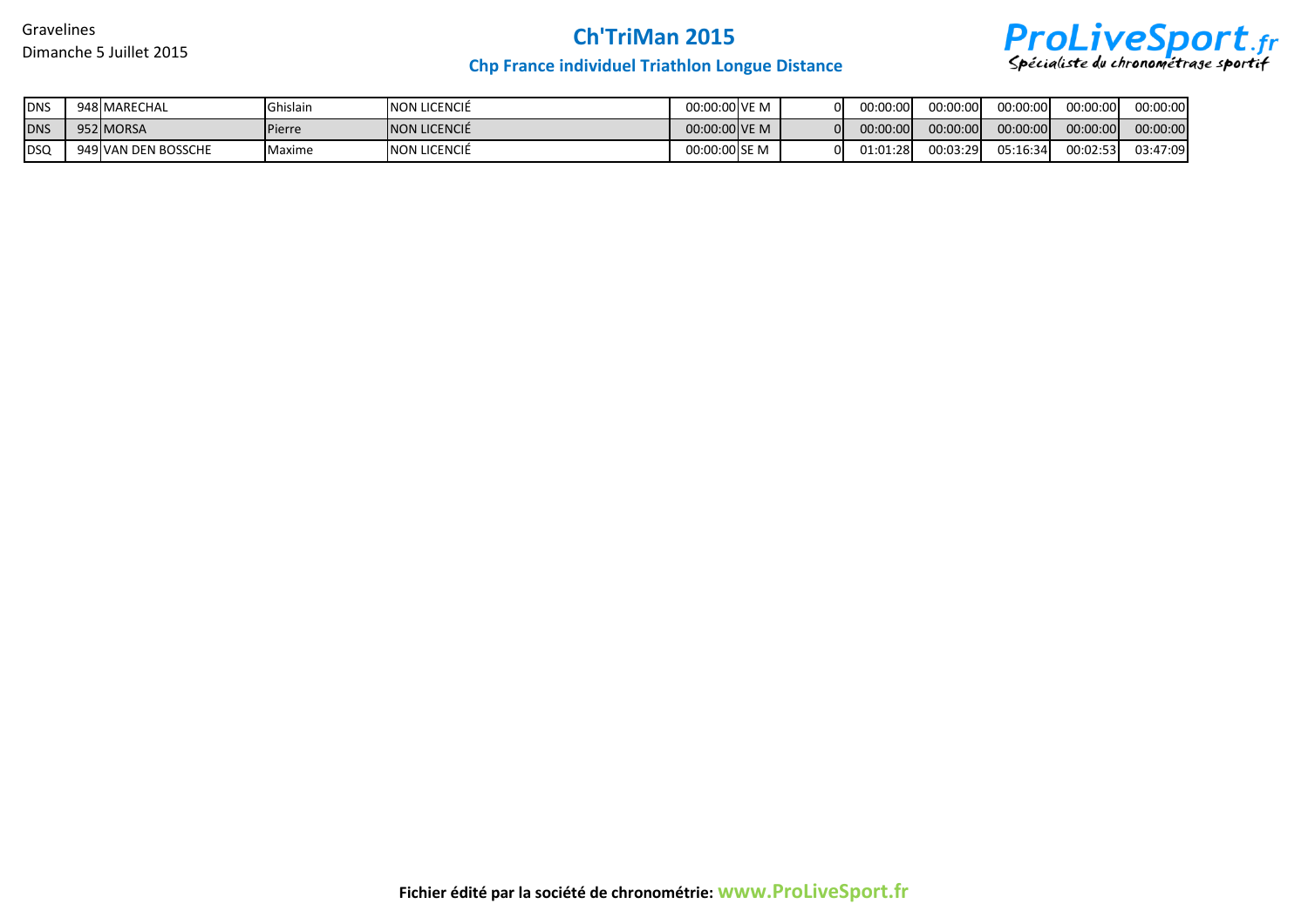Gravelines
Dimanche 5 Juillet 2015

# Ch'TriMan 2015

## Chp France individuel Triathlon Longue Distance

| | | | | | | | | | | | | | |
|---|---|---|---|---|---|---|---|---|---|---|---|---|---|
| DNS | 948 | MARECHAL | Ghislain | NON LICENCIÉ | 00:00:00 | VE M | | 0 | 00:00:00 | 00:00:00 | 00:00:00 | 00:00:00 | 00:00:00 |
| DNS | 952 | MORSA | Pierre | NON LICENCIÉ | 00:00:00 | VE M | | 0 | 00:00:00 | 00:00:00 | 00:00:00 | 00:00:00 | 00:00:00 |
| DSQ | 949 | VAN DEN BOSSCHE | Maxime | NON LICENCIÉ | 00:00:00 | SE M | | 0 | 01:01:28 | 00:03:29 | 05:16:34 | 00:02:53 | 03:47:09 |

**Fichier édité par la société de chronométrie: www.ProLiveSport.fr**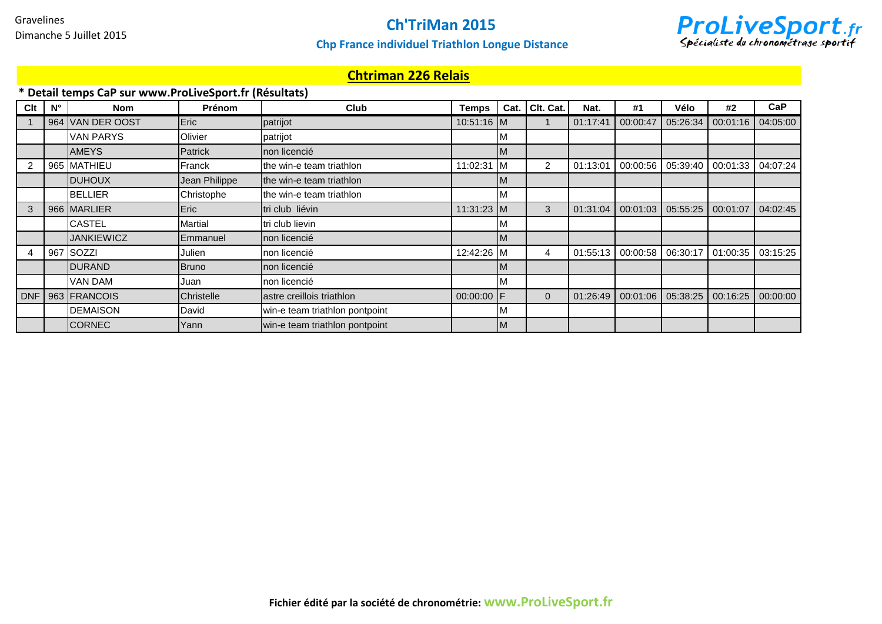Gravelines
Dimanche 5 Juillet 2015

# Ch'TriMan 2015

## Chp France individuel Triathlon Longue Distance

ProLiveSport.fr
Spécialiste du chronométrage sportif

## Chtriman 226 Relais

**\* Detail temps CaP sur www.ProLiveSport.fr (Résultats)**

| Clt | N° | Nom | Prénom | Club | Temps | Cat. | Clt. Cat. | Nat. | #1 | Vélo | #2 | CaP |
|---|---|---|---|---|---|---|---|---|---|---|---|---|
| 1 | 964 | VAN DER OOST | Eric | patrijot | 10:51:16 | M | 1 | 01:17:41 | 00:00:47 | 05:26:34 | 00:01:16 | 04:05:00 |
| | | VAN PARYS | Olivier | patrijot | | M | | | | | | |
| | | AMEYS | Patrick | non licencié | | M | | | | | | |
| 2 | 965 | MATHIEU | Franck | the win-e team triathlon | 11:02:31 | M | 2 | 01:13:01 | 00:00:56 | 05:39:40 | 00:01:33 | 04:07:24 |
| | | DUHOUX | Jean Philippe | the win-e team triathlon | | M | | | | | | |
| | | BELLIER | Christophe | the win-e team triathlon | | M | | | | | | |
| 3 | 966 | MARLIER | Eric | tri club liévin | 11:31:23 | M | 3 | 01:31:04 | 00:01:03 | 05:55:25 | 00:01:07 | 04:02:45 |
| | | CASTEL | Martial | tri club lievin | | M | | | | | | |
| | | JANKIEWICZ | Emmanuel | non licencié | | M | | | | | | |
| 4 | 967 | SOZZI | Julien | non licencié | 12:42:26 | M | 4 | 01:55:13 | 00:00:58 | 06:30:17 | 01:00:35 | 03:15:25 |
| | | DURAND | Bruno | non licencié | | M | | | | | | |
| | | VAN DAM | Juan | non licencié | | M | | | | | | |
| DNF | 963 | FRANCOIS | Christelle | astre creillois triathlon | 00:00:00 | F | 0 | 01:26:49 | 00:01:06 | 05:38:25 | 00:16:25 | 00:00:00 |
| | | DEMAISON | David | win-e team triathlon pontpoint | | M | | | | | | |
| | | CORNEC | Yann | win-e team triathlon pontpoint | | M | | | | | | |

**Fichier édité par la société de chronométrie: www.ProLiveSport.fr**